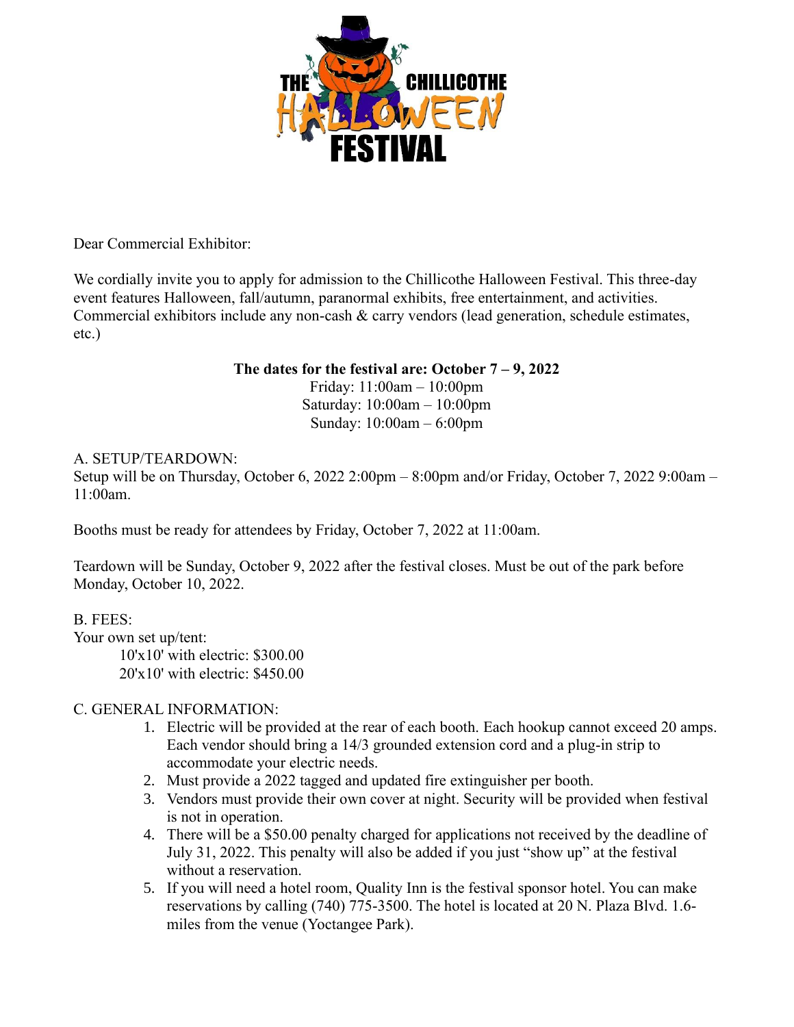# THE CHILLICOTHE HALLOWEEN FESTIVAL

Dear Commercial Exhibitor:

We cordially invite you to apply for admission to the Chillicothe Halloween Festival. This three-day event features Halloween, fall/autumn, paranormal exhibits, free entertainment, and activities. Commercial exhibitors include any non-cash & carry vendors (lead generation, schedule estimates, etc.)

**The dates for the festival are: October 7 – 9, 2022**
Friday: 11:00am – 10:00pm
Saturday: 10:00am – 10:00pm
Sunday: 10:00am – 6:00pm

A. SETUP/TEARDOWN:
Setup will be on Thursday, October 6, 2022 2:00pm – 8:00pm and/or Friday, October 7, 2022 9:00am – 11:00am.

Booths must be ready for attendees by Friday, October 7, 2022 at 11:00am.

Teardown will be Sunday, October 9, 2022 after the festival closes. Must be out of the park before Monday, October 10, 2022.

B. FEES:
Your own set up/tent:
10'x10' with electric: $300.00
20'x10' with electric: $450.00

C. GENERAL INFORMATION:

1. Electric will be provided at the rear of each booth. Each hookup cannot exceed 20 amps. Each vendor should bring a 14/3 grounded extension cord and a plug-in strip to accommodate your electric needs.
2. Must provide a 2022 tagged and updated fire extinguisher per booth.
3. Vendors must provide their own cover at night. Security will be provided when festival is not in operation.
4. There will be a $50.00 penalty charged for applications not received by the deadline of July 31, 2022. This penalty will also be added if you just "show up" at the festival without a reservation.
5. If you will need a hotel room, Quality Inn is the festival sponsor hotel. You can make reservations by calling (740) 775-3500. The hotel is located at 20 N. Plaza Blvd. 1.6-miles from the venue (Yoctangee Park).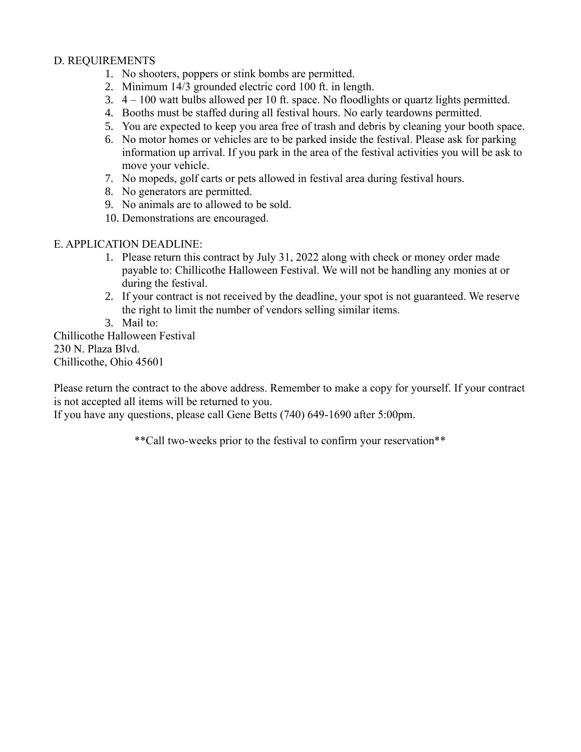D. REQUIREMENTS

1. No shooters, poppers or stink bombs are permitted.
2. Minimum 14/3 grounded electric cord 100 ft. in length.
3. 4 – 100 watt bulbs allowed per 10 ft. space. No floodlights or quartz lights permitted.
4. Booths must be staffed during all festival hours. No early teardowns permitted.
5. You are expected to keep you area free of trash and debris by cleaning your booth space.
6. No motor homes or vehicles are to be parked inside the festival. Please ask for parking information up arrival. If you park in the area of the festival activities you will be ask to move your vehicle.
7. No mopeds, golf carts or pets allowed in festival area during festival hours.
8. No generators are permitted.
9. No animals are to allowed to be sold.
10. Demonstrations are encouraged.

E. APPLICATION DEADLINE:

1. Please return this contract by July 31, 2022 along with check or money order made payable to: Chillicothe Halloween Festival. We will not be handling any monies at or during the festival.
2. If your contract is not received by the deadline, your spot is not guaranteed. We reserve the right to limit the number of vendors selling similar items.
3. Mail to:

Chillicothe Halloween Festival
230 N. Plaza Blvd.
Chillicothe, Ohio 45601

Please return the contract to the above address. Remember to make a copy for yourself. If your contract is not accepted all items will be returned to you.
If you have any questions, please call Gene Betts (740) 649-1690 after 5:00pm.

**Call two-weeks prior to the festival to confirm your reservation**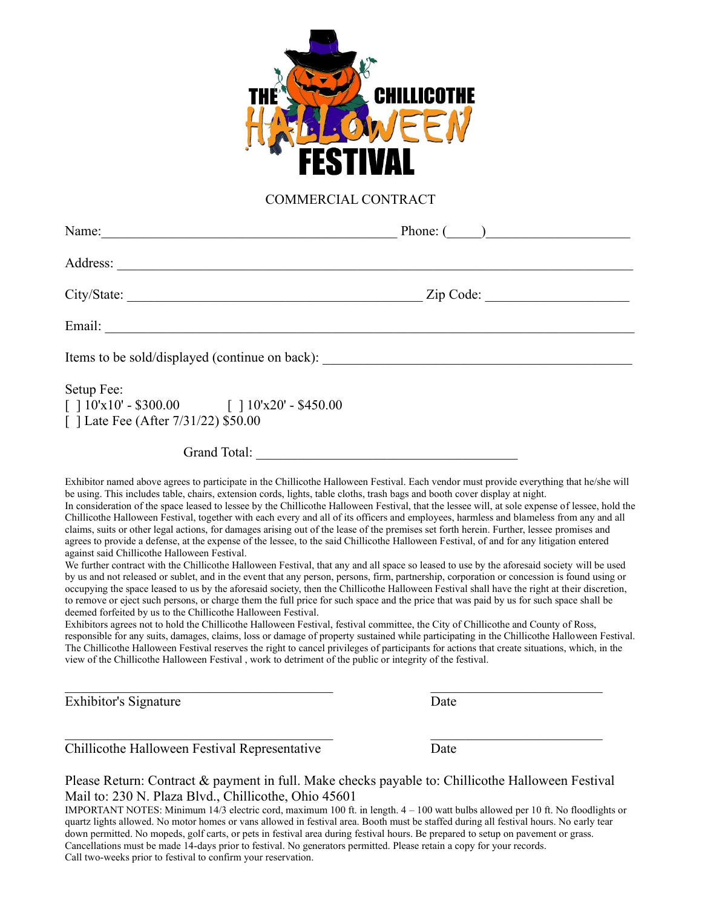THE CHILLICOTHE HALLOWEEN FESTIVAL

COMMERCIAL CONTRACT

Name:\_\_\_\_\_\_\_\_\_\_\_\_\_\_\_\_\_\_\_\_\_\_\_\_\_\_\_\_\_\_\_\_\_\_\_\_\_\_\_\_ Phone: (\_\_\_\_\_)\_\_\_\_\_\_\_\_\_\_\_\_\_\_\_\_\_\_\_\_

Address: \_\_\_\_\_\_\_\_\_\_\_\_\_\_\_\_\_\_\_\_\_\_\_\_\_\_\_\_\_\_\_\_\_\_\_\_\_\_\_\_\_\_\_\_\_\_\_\_\_\_\_\_\_\_\_\_\_\_\_\_\_\_\_\_\_\_\_\_

City/State: \_\_\_\_\_\_\_\_\_\_\_\_\_\_\_\_\_\_\_\_\_\_\_\_\_\_\_\_\_\_\_\_\_\_\_\_\_\_\_\_\_ Zip Code: \_\_\_\_\_\_\_\_\_\_\_\_\_\_\_\_\_\_\_\_

Email: \_\_\_\_\_\_\_\_\_\_\_\_\_\_\_\_\_\_\_\_\_\_\_\_\_\_\_\_\_\_\_\_\_\_\_\_\_\_\_\_\_\_\_\_\_\_\_\_\_\_\_\_\_\_\_\_\_\_\_\_\_\_\_\_\_\_\_\_\_\_

Items to be sold/displayed (continue on back): \_\_\_\_\_\_\_\_\_\_\_\_\_\_\_\_\_\_\_\_\_\_\_\_\_\_\_\_\_\_\_\_\_\_\_\_\_\_\_\_

Setup Fee:
[ ] 10'x10' - $300.00 [ ] 10'x20' - $450.00
[ ] Late Fee (After 7/31/22) $50.00

Grand Total: \_\_\_\_\_\_\_\_\_\_\_\_\_\_\_\_\_\_\_\_\_\_\_\_\_\_\_\_\_\_\_\_\_\_\_\_\_\_

Exhibitor named above agrees to participate in the Chillicothe Halloween Festival. Each vendor must provide everything that he/she will be using. This includes table, chairs, extension cords, lights, table cloths, trash bags and booth cover display at night.
In consideration of the space leased to lessee by the Chillicothe Halloween Festival, that the lessee will, at sole expense of lessee, hold the Chillicothe Halloween Festival, together with each every and all of its officers and employees, harmless and blameless from any and all claims, suits or other legal actions, for damages arising out of the lease of the premises set forth herein. Further, lessee promises and agrees to provide a defense, at the expense of the lessee, to the said Chillicothe Halloween Festival, of and for any litigation entered against said Chillicothe Halloween Festival.
We further contract with the Chillicothe Halloween Festival, that any and all space so leased to use by the aforesaid society will be used by us and not released or sublet, and in the event that any person, persons, firm, partnership, corporation or concession is found using or occupying the space leased to us by the aforesaid society, then the Chillicothe Halloween Festival shall have the right at their discretion, to remove or eject such persons, or charge them the full price for such space and the price that was paid by us for such space shall be deemed forfeited by us to the Chillicothe Halloween Festival.
Exhibitors agrees not to hold the Chillicothe Halloween Festival, festival committee, the City of Chillicothe and County of Ross, responsible for any suits, damages, claims, loss or damage of property sustained while participating in the Chillicothe Halloween Festival. The Chillicothe Halloween Festival reserves the right to cancel privileges of participants for actions that create situations, which, in the view of the Chillicothe Halloween Festival , work to detriment of the public or integrity of the festival.

\_\_\_\_\_\_\_\_\_\_\_\_\_\_\_\_\_\_\_\_\_\_\_\_\_\_\_\_\_\_\_\_\_\_\_\_\_\_ \_\_\_\_\_\_\_\_\_\_\_\_\_\_\_\_\_\_\_\_\_\_\_\_
Exhibitor's Signature Date

\_\_\_\_\_\_\_\_\_\_\_\_\_\_\_\_\_\_\_\_\_\_\_\_\_\_\_\_\_\_\_\_\_\_\_\_\_\_ \_\_\_\_\_\_\_\_\_\_\_\_\_\_\_\_\_\_\_\_\_\_\_\_
Chillicothe Halloween Festival Representative Date

Please Return: Contract & payment in full. Make checks payable to: Chillicothe Halloween Festival
Mail to: 230 N. Plaza Blvd., Chillicothe, Ohio 45601

IMPORTANT NOTES: Minimum 14/3 electric cord, maximum 100 ft. in length. 4 – 100 watt bulbs allowed per 10 ft. No floodlights or quartz lights allowed. No motor homes or vans allowed in festival area. Booth must be staffed during all festival hours. No early tear down permitted. No mopeds, golf carts, or pets in festival area during festival hours. Be prepared to setup on pavement or grass. Cancellations must be made 14-days prior to festival. No generators permitted. Please retain a copy for your records.
Call two-weeks prior to festival to confirm your reservation.